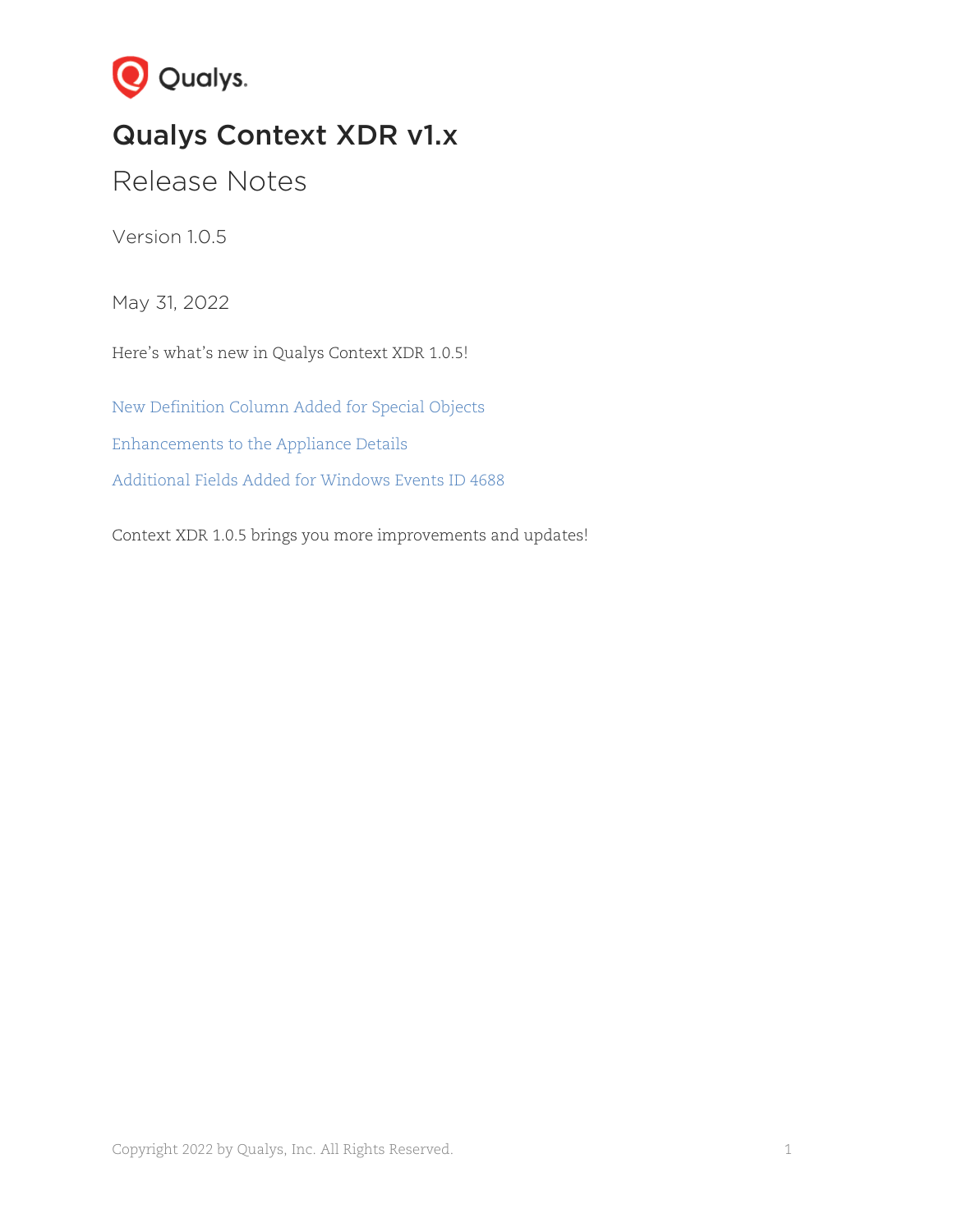# Qualys Context XDR v1.x

## Release Notes

Version 1.0.5

May 31, 2022

Here's what's new in Qualys Context XDR 1.0.5!

New Definition Column Added for Special Objects

Enhancements to the Appliance Details

Additional Fields Added for Windows Events ID 4688

Context XDR 1.0.5 brings you more improvements and updates!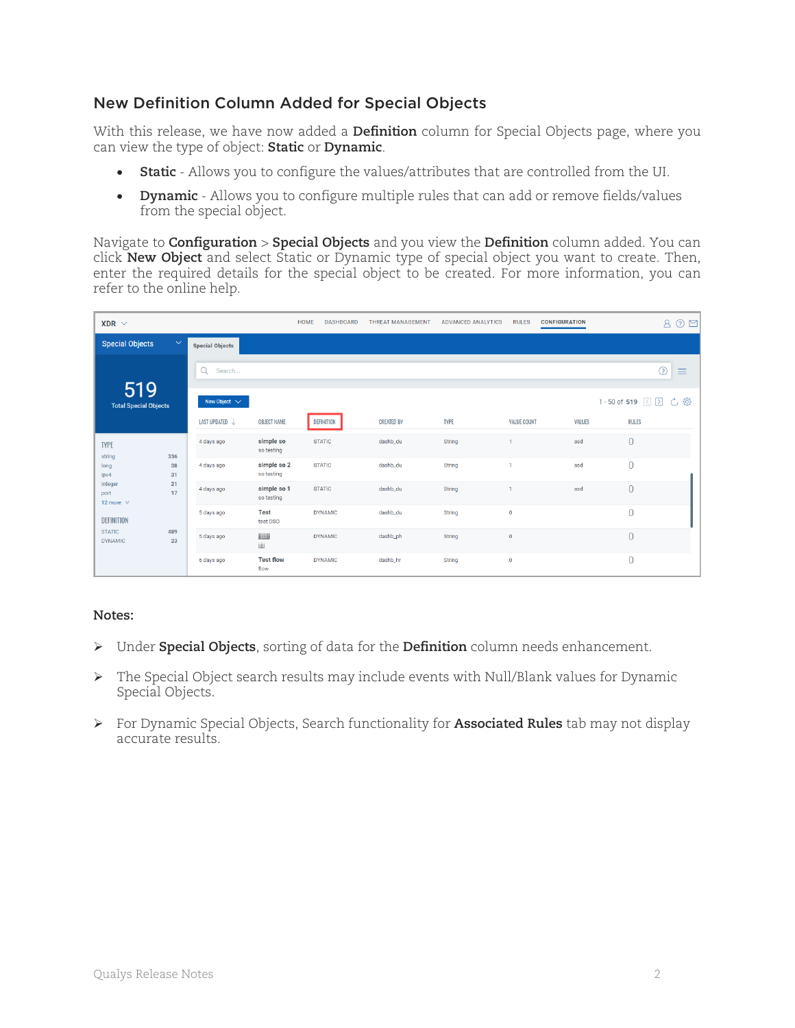## New Definition Column Added for Special Objects

With this release, we have now added a **Definition** column for Special Objects page, where you can view the type of object: **Static** or **Dynamic**.

- **Static** - Allows you to configure the values/attributes that are controlled from the UI.
- **Dynamic** - Allows you to configure multiple rules that can add or remove fields/values from the special object.

Navigate to **Configuration** > **Special Objects** and you view the **Definition** column added. You can click **New Object** and select Static or Dynamic type of special object you want to create. Then, enter the required details for the special object to be created. For more information, you can refer to the online help.

**Notes:**

- Under **Special Objects**, sorting of data for the **Definition** column needs enhancement.
- The Special Object search results may include events with Null/Blank values for Dynamic Special Objects.
- For Dynamic Special Objects, Search functionality for **Associated Rules** tab may not display accurate results.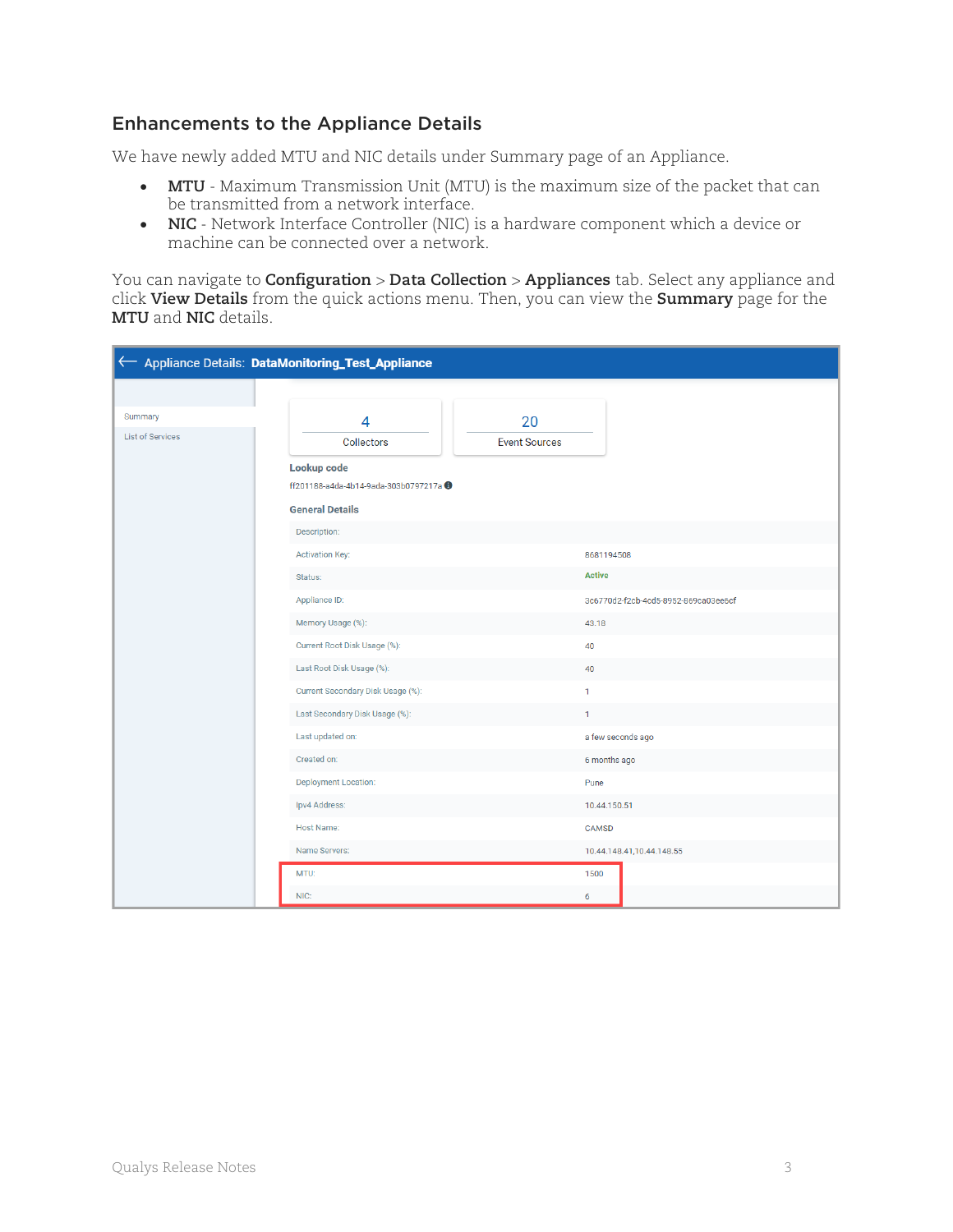## Enhancements to the Appliance Details

We have newly added MTU and NIC details under Summary page of an Appliance.

- **MTU** - Maximum Transmission Unit (MTU) is the maximum size of the packet that can be transmitted from a network interface.
- **NIC** - Network Interface Controller (NIC) is a hardware component which a device or machine can be connected over a network.

You can navigate to **Configuration** > **Data Collection** > **Appliances** tab. Select any appliance and click **View Details** from the quick actions menu. Then, you can view the **Summary** page for the **MTU** and **NIC** details.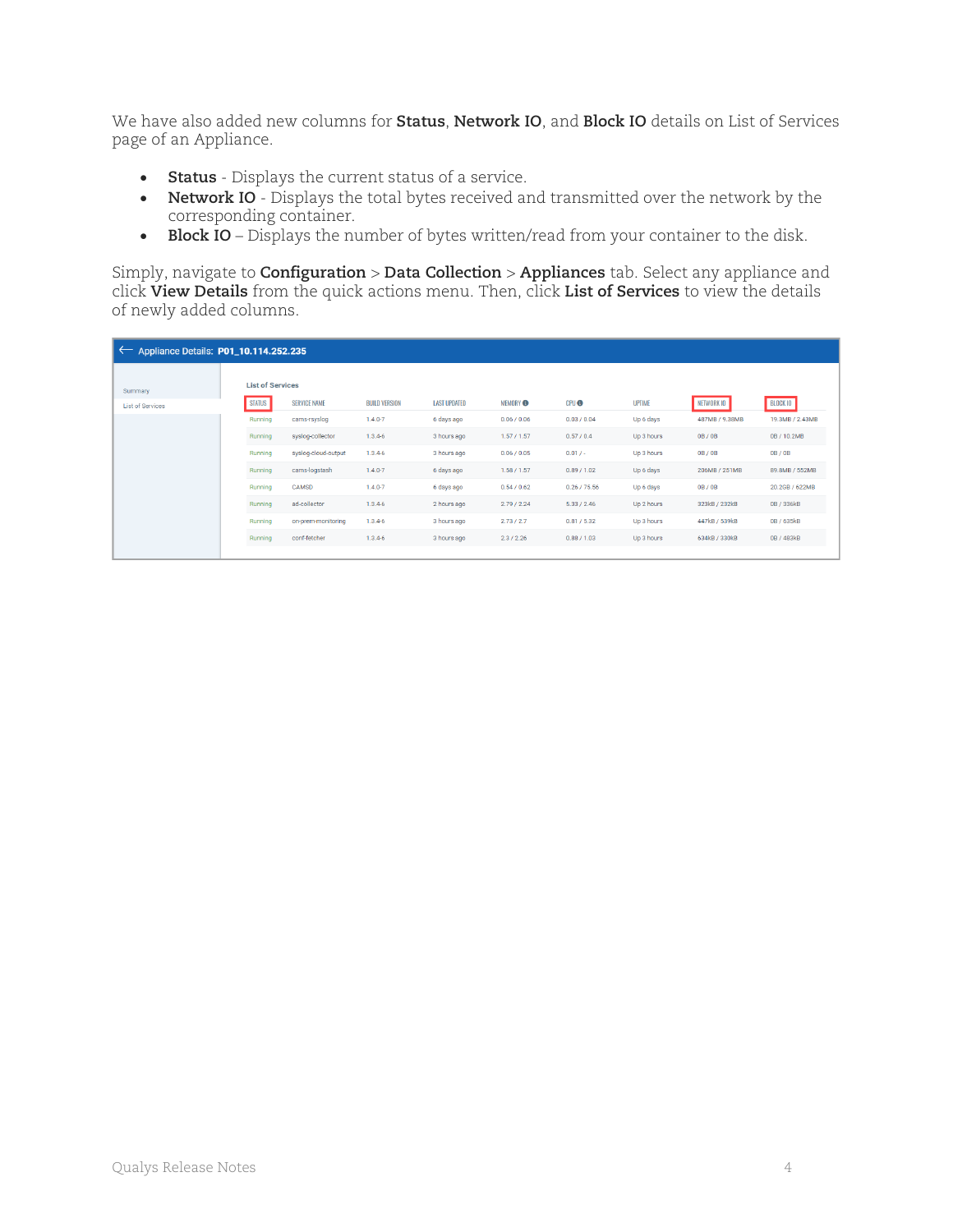We have also added new columns for **Status**, **Network IO**, and **Block IO** details on List of Services page of an Appliance.

- **Status** - Displays the current status of a service.
- **Network IO** - Displays the total bytes received and transmitted over the network by the corresponding container.
- **Block IO** – Displays the number of bytes written/read from your container to the disk.

Simply, navigate to **Configuration** > **Data Collection** > **Appliances** tab. Select any appliance and click **View Details** from the quick actions menu. Then, click **List of Services** to view the details of newly added columns.

Appliance Details: **P01_10.114.252.235**

Summary
List of Services

**List of Services**

| STATUS | SERVICE NAME | BUILD VERSION | LAST UPDATED | MEMORY | CPU | UPTIME | NETWORK IO | BLOCK IO |
|---|---|---|---|---|---|---|---|---|
| Running | cams-rsyslog | 1.4.0-7 | 6 days ago | 0.06 / 0.06 | 0.03 / 0.04 | Up 6 days | 487MB / 9.38MB | 19.3MB / 2.43MB |
| Running | syslog-collector | 1.3.4-6 | 3 hours ago | 1.57 / 1.57 | 0.57 / 0.4 | Up 3 hours | 0B / 0B | 0B / 10.2MB |
| Running | syslog-cloud-output | 1.3.4-6 | 3 hours ago | 0.06 / 0.05 | 0.01 / - | Up 3 hours | 0B / 0B | 0B / 0B |
| Running | cams-logstash | 1.4.0-7 | 6 days ago | 1.58 / 1.57 | 0.89 / 1.02 | Up 6 days | 206MB / 251MB | 89.8MB / 552MB |
| Running | CAMSD | 1.4.0-7 | 6 days ago | 0.54 / 0.62 | 0.26 / 75.56 | Up 6 days | 0B / 0B | 20.2GB / 622MB |
| Running | ad-collector | 1.3.4-6 | 2 hours ago | 2.79 / 2.24 | 5.33 / 2.46 | Up 2 hours | 323kB / 232kB | 0B / 336kB |
| Running | on-prem-monitoring | 1.3.4-6 | 3 hours ago | 2.73 / 2.7 | 0.81 / 5.32 | Up 3 hours | 447kB / 539kB | 0B / 635kB |
| Running | conf-fetcher | 1.3.4-6 | 3 hours ago | 2.3 / 2.26 | 0.88 / 1.03 | Up 3 hours | 634kB / 330kB | 0B / 483kB |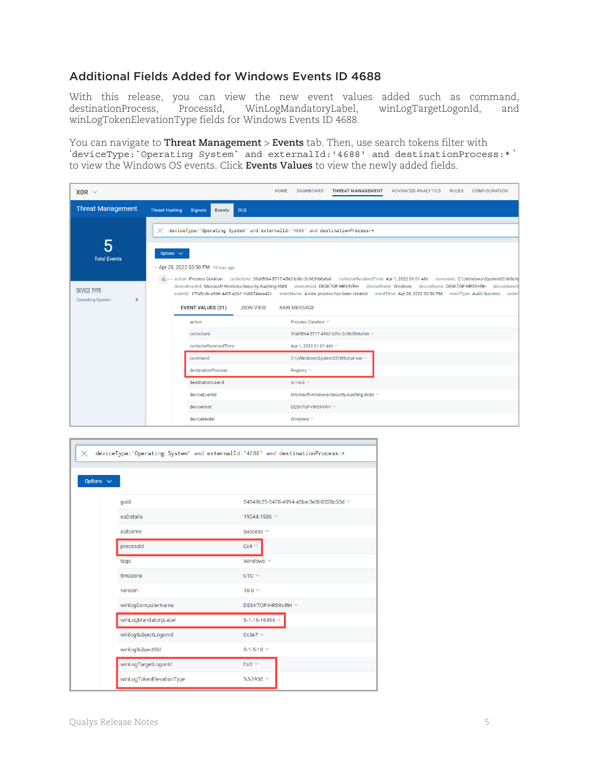## Additional Fields Added for Windows Events ID 4688

With this release, you can view the new event values added such as command, destinationProcess, ProcessId, WinLogMandatoryLabel, winLogTargetLogonId, and winLogTokenElevationType fields for Windows Events ID 4688.

You can navigate to **Threat Management** > **Events** tab. Then, use search tokens filter with '`deviceType:`Operating System` and externalId:'4688' and destinationProcess:*`' to view the Windows OS events. Click **Events Values** to view the newly added fields.